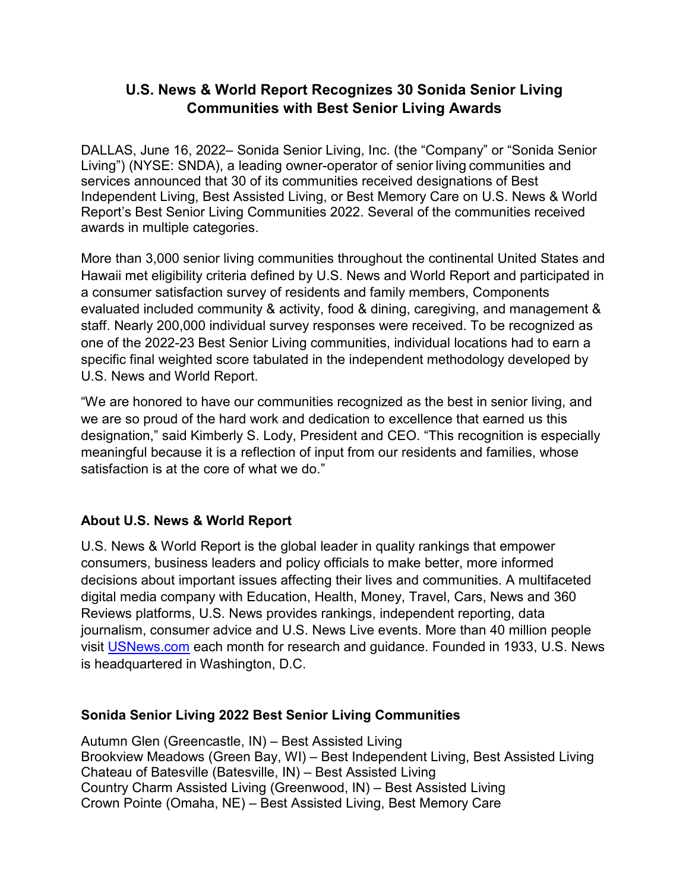# U.S. News & World Report Recognizes 30 Sonida Senior Living Communities with Best Senior Living Awards

DALLAS, June 16, 2022– Sonida Senior Living, Inc. (the "Company" or "Sonida Senior Living") (NYSE: SNDA), a leading owner-operator of senior living communities and services announced that 30 of its communities received designations of Best Independent Living, Best Assisted Living, or Best Memory Care on U.S. News & World Report's Best Senior Living Communities 2022. Several of the communities received awards in multiple categories.

More than 3,000 senior living communities throughout the continental United States and Hawaii met eligibility criteria defined by U.S. News and World Report and participated in a consumer satisfaction survey of residents and family members, Components evaluated included community & activity, food & dining, caregiving, and management & staff. Nearly 200,000 individual survey responses were received. To be recognized as one of the 2022-23 Best Senior Living communities, individual locations had to earn a specific final weighted score tabulated in the independent methodology developed by U.S. News and World Report.

"We are honored to have our communities recognized as the best in senior living, and we are so proud of the hard work and dedication to excellence that earned us this designation," said Kimberly S. Lody, President and CEO. "This recognition is especially meaningful because it is a reflection of input from our residents and families, whose satisfaction is at the core of what we do."

## About U.S. News & World Report

U.S. News & World Report is the global leader in quality rankings that empower consumers, business leaders and policy officials to make better, more informed decisions about important issues affecting their lives and communities. A multifaceted digital media company with Education, Health, Money, Travel, Cars, News and 360 Reviews platforms, U.S. News provides rankings, independent reporting, data journalism, consumer advice and U.S. News Live events. More than 40 million people visit USNews.com each month for research and guidance. Founded in 1933, U.S. News is headquartered in Washington, D.C.

## Sonida Senior Living 2022 Best Senior Living Communities

Autumn Glen (Greencastle, IN) – Best Assisted Living
Brookview Meadows (Green Bay, WI) – Best Independent Living, Best Assisted Living
Chateau of Batesville (Batesville, IN) – Best Assisted Living
Country Charm Assisted Living (Greenwood, IN) – Best Assisted Living
Crown Pointe (Omaha, NE) – Best Assisted Living, Best Memory Care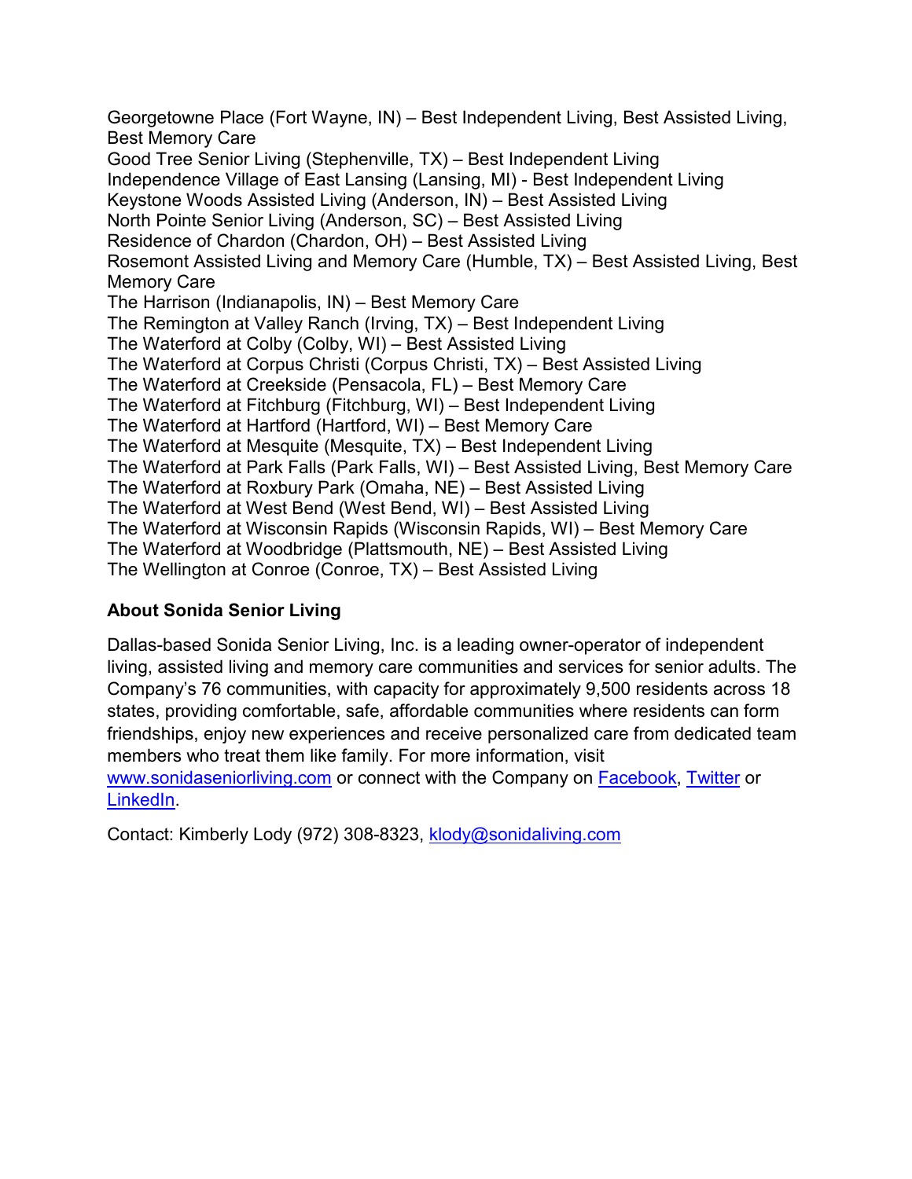Georgetowne Place (Fort Wayne, IN) – Best Independent Living, Best Assisted Living, Best Memory Care
Good Tree Senior Living (Stephenville, TX) – Best Independent Living
Independence Village of East Lansing (Lansing, MI) - Best Independent Living
Keystone Woods Assisted Living (Anderson, IN) – Best Assisted Living
North Pointe Senior Living (Anderson, SC) – Best Assisted Living
Residence of Chardon (Chardon, OH) – Best Assisted Living
Rosemont Assisted Living and Memory Care (Humble, TX) – Best Assisted Living, Best Memory Care
The Harrison (Indianapolis, IN) – Best Memory Care
The Remington at Valley Ranch (Irving, TX) – Best Independent Living
The Waterford at Colby (Colby, WI) – Best Assisted Living
The Waterford at Corpus Christi (Corpus Christi, TX) – Best Assisted Living
The Waterford at Creekside (Pensacola, FL) – Best Memory Care
The Waterford at Fitchburg (Fitchburg, WI) – Best Independent Living
The Waterford at Hartford (Hartford, WI) – Best Memory Care
The Waterford at Mesquite (Mesquite, TX) – Best Independent Living
The Waterford at Park Falls (Park Falls, WI) – Best Assisted Living, Best Memory Care
The Waterford at Roxbury Park (Omaha, NE) – Best Assisted Living
The Waterford at West Bend (West Bend, WI) – Best Assisted Living
The Waterford at Wisconsin Rapids (Wisconsin Rapids, WI) – Best Memory Care
The Waterford at Woodbridge (Plattsmouth, NE) – Best Assisted Living
The Wellington at Conroe (Conroe, TX) – Best Assisted Living

**About Sonida Senior Living**

Dallas-based Sonida Senior Living, Inc. is a leading owner-operator of independent living, assisted living and memory care communities and services for senior adults. The Company's 76 communities, with capacity for approximately 9,500 residents across 18 states, providing comfortable, safe, affordable communities where residents can form friendships, enjoy new experiences and receive personalized care from dedicated team members who treat them like family. For more information, visit [www.sonidaseniorliving.com](http://www.sonidaseniorliving.com) or connect with the Company on Facebook, Twitter or LinkedIn.

Contact: Kimberly Lody (972) 308-8323, [klody@sonidaliving.com](mailto:klody@sonidaliving.com)